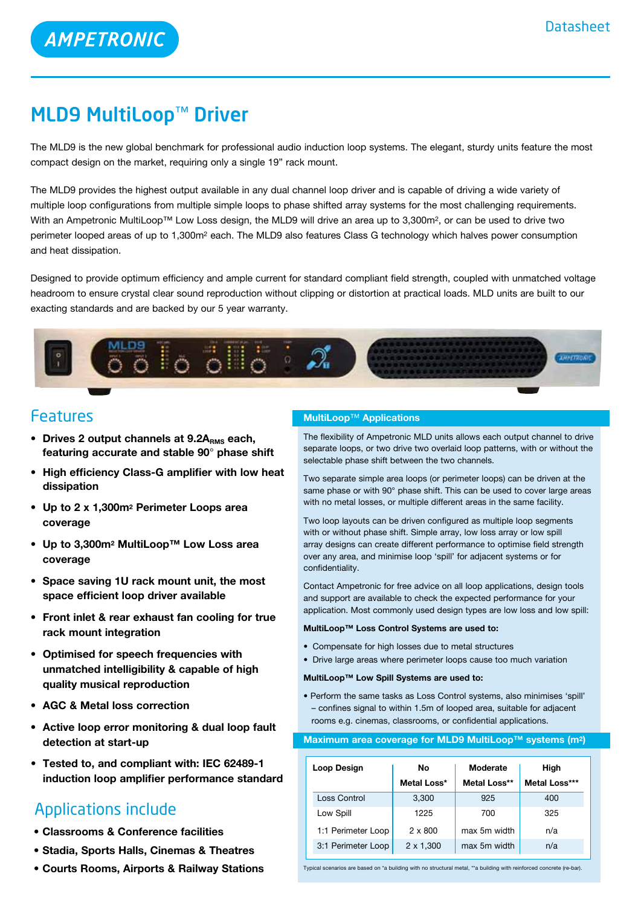AMPETRONIC

Datasheet

# MLD9 MultiLoop™ Driver

The MLD9 is the new global benchmark for professional audio induction loop systems. The elegant, sturdy units feature the most compact design on the market, requiring only a single 19" rack mount.

The MLD9 provides the highest output available in any dual channel loop driver and is capable of driving a wide variety of multiple loop configurations from multiple simple loops to phase shifted array systems for the most challenging requirements. With an Ampetronic MultiLoop™ Low Loss design, the MLD9 will drive an area up to 3,300m², or can be used to drive two perimeter looped areas of up to 1,300m² each. The MLD9 also features Class G technology which halves power consumption and heat dissipation.

Designed to provide optimum efficiency and ample current for standard compliant field strength, coupled with unmatched voltage headroom to ensure crystal clear sound reproduction without clipping or distortion at practical loads. MLD units are built to our exacting standards and are backed by our 5 year warranty.

## Features

- **Drives 2 output channels at 9.2A$_{RMS}$ each, featuring accurate and stable 90° phase shift**
- **High efficiency Class-G amplifier with low heat dissipation**
- **Up to 2 x 1,300m² Perimeter Loops area coverage**
- **Up to 3,300m² MultiLoop™ Low Loss area coverage**
- **Space saving 1U rack mount unit, the most space efficient loop driver available**
- **Front inlet & rear exhaust fan cooling for true rack mount integration**
- **Optimised for speech frequencies with unmatched intelligibility & capable of high quality musical reproduction**
- **AGC & Metal loss correction**
- **Active loop error monitoring & dual loop fault detection at start-up**
- **Tested to, and compliant with: IEC 62489-1 induction loop amplifier performance standard**

## Applications include

- **Classrooms & Conference facilities**
- **Stadia, Sports Halls, Cinemas & Theatres**
- **Courts Rooms, Airports & Railway Stations**

## MultiLoop™ Applications

The flexibility of Ampetronic MLD units allows each output channel to drive separate loops, or two drive two overlaid loop patterns, with or without the selectable phase shift between the two channels.

Two separate simple area loops (or perimeter loops) can be driven at the same phase or with 90° phase shift. This can be used to cover large areas with no metal losses, or multiple different areas in the same facility.

Two loop layouts can be driven configured as multiple loop segments with or without phase shift. Simple array, low loss array or low spill array designs can create different performance to optimise field strength over any area, and minimise loop 'spill' for adjacent systems or for confidentiality.

Contact Ampetronic for free advice on all loop applications, design tools and support are available to check the expected performance for your application. Most commonly used design types are low loss and low spill:

**MultiLoop™ Loss Control Systems are used to:**

- Compensate for high losses due to metal structures
- Drive large areas where perimeter loops cause too much variation

**MultiLoop™ Low Spill Systems are used to:**

- Perform the same tasks as Loss Control systems, also minimises 'spill' – confines signal to within 1.5m of looped area, suitable for adjacent rooms e.g. cinemas, classrooms, or confidential applications.

## Maximum area coverage for MLD9 MultiLoop™ systems (m²)

| Loop Design | No Metal Loss* | Moderate Metal Loss** | High Metal Loss*** |
|---|---|---|---|
| Loss Control | 3,300 | 925 | 400 |
| Low Spill | 1225 | 700 | 325 |
| 1:1 Perimeter Loop | 2 x 800 | max 5m width | n/a |
| 3:1 Perimeter Loop | 2 x 1,300 | max 5m width | n/a |

Typical scenarios are based on *a building with no structural metal, **a building with reinforced concrete (re-bar).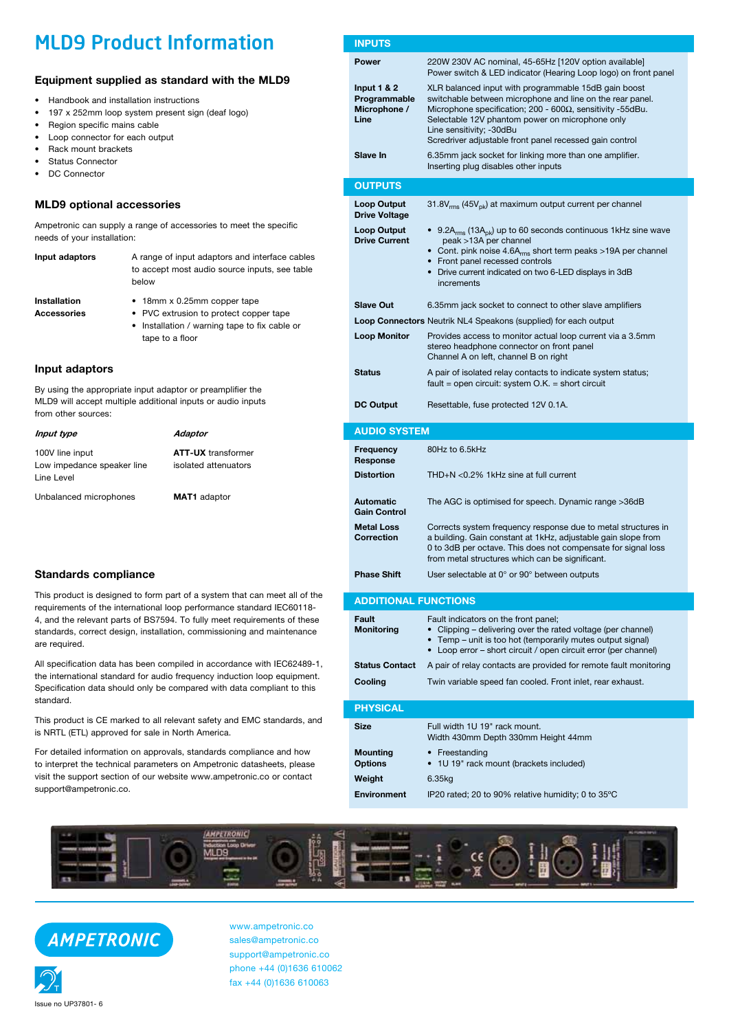# MLD9 Product Information

## Equipment supplied as standard with the MLD9

- Handbook and installation instructions
- 197 x 252mm loop system present sign (deaf logo)
- Region specific mains cable
- Loop connector for each output
- Rack mount brackets
- Status Connector
- DC Connector

## MLD9 optional accessories

Ampetronic can supply a range of accessories to meet the specific needs of your installation:

| | |
|---|---|
| **Input adaptors** | A range of input adaptors and interface cables to accept most audio source inputs, see table below |
| **Installation Accessories** | • 18mm x 0.25mm copper tape<br>• PVC extrusion to protect copper tape<br>• Installation / warning tape to fix cable or tape to a floor |

## Input adaptors

By using the appropriate input adaptor or preamplifier the MLD9 will accept multiple additional inputs or audio inputs from other sources:

| *Input type* | *Adaptor* |
|---|---|
| 100V line input<br>Low impedance speaker line<br>Line Level | **ATT-UX** transformer isolated attenuators |
| Unbalanced microphones | **MAT1** adaptor |

## Standards compliance

This product is designed to form part of a system that can meet all of the requirements of the international loop performance standard IEC60118-4, and the relevant parts of BS7594. To fully meet requirements of these standards, correct design, installation, commissioning and maintenance are required.

All specification data has been compiled in accordance with IEC62489-1, the international standard for audio frequency induction loop equipment. Specification data should only be compared with data compliant to this standard.

This product is CE marked to all relevant safety and EMC standards, and is NRTL (ETL) approved for sale in North America.

For detailed information on approvals, standards compliance and how to interpret the technical parameters on Ampetronic datasheets, please visit the support section of our website www.ampetronic.co or contact support@ampetronic.co.

## INPUTS

| | |
|---|---|
| **Power** | 220W 230V AC nominal, 45-65Hz [120V option available]<br>Power switch & LED indicator (Hearing Loop logo) on front panel |
| **Input 1 & 2 Programmable Microphone / Line** | XLR balanced input with programmable 15dB gain boost switchable between microphone and line on the rear panel.<br>Microphone specification; 200 - 600Ω, sensitivity -55dBu.<br>Selectable 12V phantom power on microphone only<br>Line sensitivity; -30dBu<br>Scredriver adjustable front panel recessed gain control |
| **Slave In** | 6.35mm jack socket for linking more than one amplifier.<br>Inserting plug disables other inputs |

## OUTPUTS

| | |
|---|---|
| **Loop Output Drive Voltage** | 31.8$V_{rms}$ (45$V_{pk}$) at maximum output current per channel |
| **Loop Output Drive Current** | • 9.2$A_{rms}$ (13$A_{pk}$) up to 60 seconds continuous 1kHz sine wave peak >13A per channel<br>• Cont. pink noise 4.6$A_{rms}$ short term peaks >19A per channel<br>• Front panel recessed controls<br>• Drive current indicated on two 6-LED displays in 3dB increments |
| **Slave Out** | 6.35mm jack socket to connect to other slave amplifiers |
| **Loop Connectors** | Neutrik NL4 Speakons (supplied) for each output |
| **Loop Monitor** | Provides access to monitor actual loop current via a 3.5mm stereo headphone connector on front panel<br>Channel A on left, channel B on right |
| **Status** | A pair of isolated relay contacts to indicate system status; fault = open circuit: system O.K. = short circuit |
| **DC Output** | Resettable, fuse protected 12V 0.1A. |

## AUDIO SYSTEM

| | |
|---|---|
| **Frequency Response** | 80Hz to 6.5kHz |
| **Distortion** | THD+N <0.2% 1kHz sine at full current |
| **Automatic Gain Control** | The AGC is optimised for speech. Dynamic range >36dB |
| **Metal Loss Correction** | Corrects system frequency response due to metal structures in a building. Gain constant at 1kHz, adjustable gain slope from 0 to 3dB per octave. This does not compensate for signal loss from metal structures which can be significant. |
| **Phase Shift** | User selectable at 0° or 90° between outputs |

## ADDITIONAL FUNCTIONS

| | |
|---|---|
| **Fault Monitoring** | Fault indicators on the front panel;<br>• Clipping – delivering over the rated voltage (per channel)<br>• Temp – unit is too hot (temporarily mutes output signal)<br>• Loop error – short circuit / open circuit error (per channel) |
| **Status Contact** | A pair of relay contacts are provided for remote fault monitoring |
| **Cooling** | Twin variable speed fan cooled. Front inlet, rear exhaust. |

## PHYSICAL

| | |
|---|---|
| **Size** | Full width 1U 19" rack mount.<br>Width 430mm Depth 330mm Height 44mm |
| **Mounting Options** | • Freestanding<br>• 1U 19" rack mount (brackets included) |
| **Weight** | 6.35kg |
| **Environment** | IP20 rated; 20 to 90% relative humidity; 0 to 35°C |

AMPETRONIC

www.ampetronic.co
sales@ampetronic.co
support@ampetronic.co
phone +44 (0)1636 610062
fax +44 (0)1636 610063

Issue no UP37801- 6